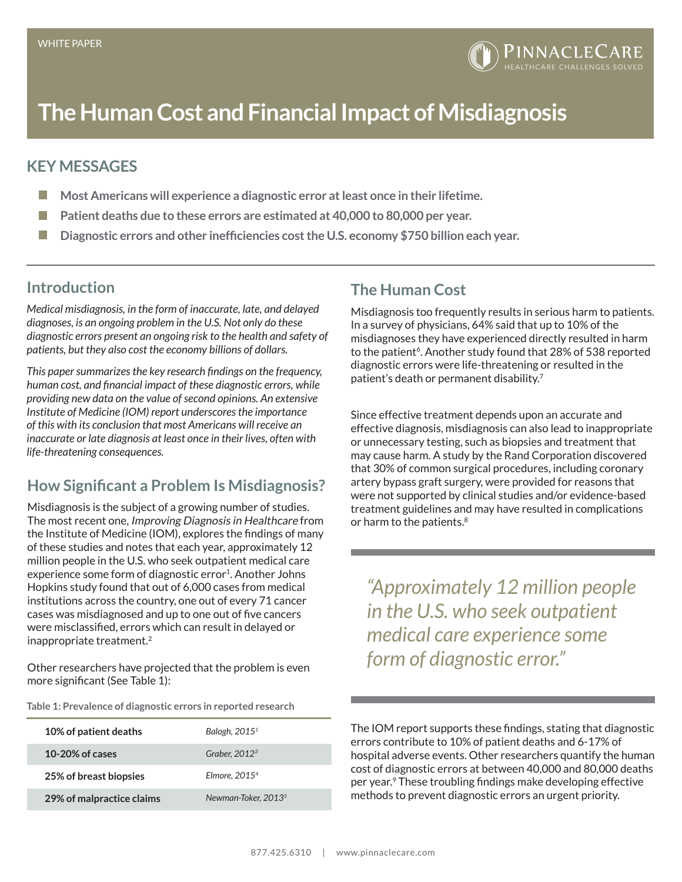WHITE PAPER

# The Human Cost and Financial Impact of Misdiagnosis

## KEY MESSAGES

- **Most Americans will experience a diagnostic error at least once in their lifetime.**
- **Patient deaths due to these errors are estimated at 40,000 to 80,000 per year.**
- **Diagnostic errors and other inefficiencies cost the U.S. economy $750 billion each year.**

## Introduction

*Medical misdiagnosis, in the form of inaccurate, late, and delayed diagnoses, is an ongoing problem in the U.S. Not only do these diagnostic errors present an ongoing risk to the health and safety of patients, but they also cost the economy billions of dollars.*

*This paper summarizes the key research findings on the frequency, human cost, and financial impact of these diagnostic errors, while providing new data on the value of second opinions. An extensive Institute of Medicine (IOM) report underscores the importance of this with its conclusion that most Americans will receive an inaccurate or late diagnosis at least once in their lives, often with life-threatening consequences.*

## How Significant a Problem Is Misdiagnosis?

Misdiagnosis is the subject of a growing number of studies. The most recent one, *Improving Diagnosis in Healthcare* from the Institute of Medicine (IOM), explores the findings of many of these studies and notes that each year, approximately 12 million people in the U.S. who seek outpatient medical care experience some form of diagnostic error[1]. Another Johns Hopkins study found that out of 6,000 cases from medical institutions across the country, one out of every 71 cancer cases was misdiagnosed and up to one out of five cancers were misclassified, errors which can result in delayed or inappropriate treatment.[2]

Other researchers have projected that the problem is even more significant (See Table 1):

**Table 1: Prevalence of diagnostic errors in reported research**

| | |
|---|---|
| **10% of patient deaths** | *Balogh, 2015*[1] |
| **10-20% of cases** | *Graber, 2012*[3] |
| **25% of breast biopsies** | *Elmore, 2015*[4] |
| **29% of malpractice claims** | *Newman-Toker, 2013*[5] |

## The Human Cost

Misdiagnosis too frequently results in serious harm to patients. In a survey of physicians, 64% said that up to 10% of the misdiagnoses they have experienced directly resulted in harm to the patient[6]. Another study found that 28% of 538 reported diagnostic errors were life-threatening or resulted in the patient's death or permanent disability.[7]

Since effective treatment depends upon an accurate and effective diagnosis, misdiagnosis can also lead to inappropriate or unnecessary testing, such as biopsies and treatment that may cause harm. A study by the Rand Corporation discovered that 30% of common surgical procedures, including coronary artery bypass graft surgery, were provided for reasons that were not supported by clinical studies and/or evidence-based treatment guidelines and may have resulted in complications or harm to the patients.[8]

> *"Approximately 12 million people in the U.S. who seek outpatient medical care experience some form of diagnostic error."*

The IOM report supports these findings, stating that diagnostic errors contribute to 10% of patient deaths and 6-17% of hospital adverse events. Other researchers quantify the human cost of diagnostic errors at between 40,000 and 80,000 deaths per year.[9] These troubling findings make developing effective methods to prevent diagnostic errors an urgent priority.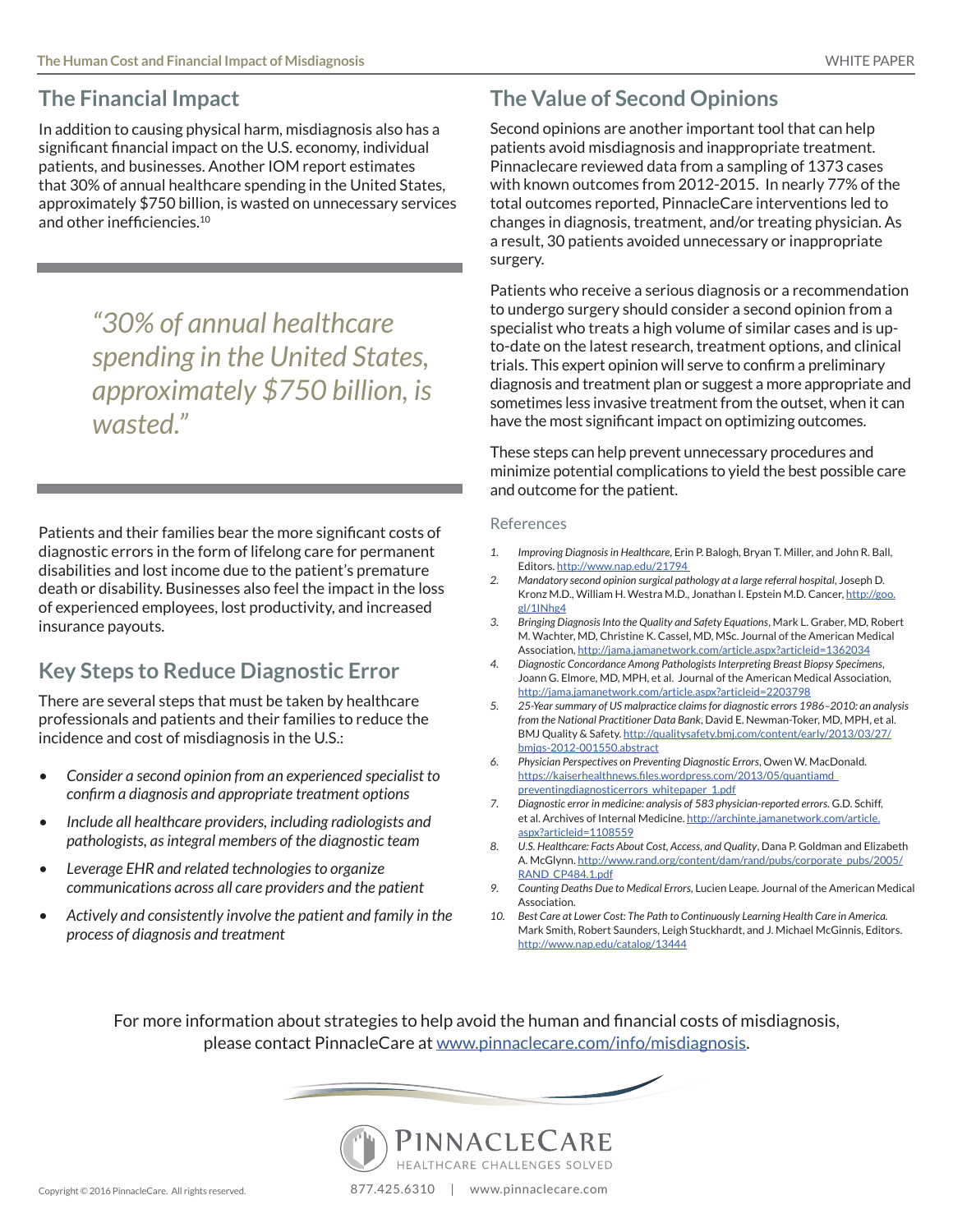## The Financial Impact

In addition to causing physical harm, misdiagnosis also has a significant financial impact on the U.S. economy, individual patients, and businesses. Another IOM report estimates that 30% of annual healthcare spending in the United States, approximately $750 billion, is wasted on unnecessary services and other inefficiencies.[10]

> *"30% of annual healthcare spending in the United States, approximately $750 billion, is wasted."*

Patients and their families bear the more significant costs of diagnostic errors in the form of lifelong care for permanent disabilities and lost income due to the patient's premature death or disability. Businesses also feel the impact in the loss of experienced employees, lost productivity, and increased insurance payouts.

## Key Steps to Reduce Diagnostic Error

There are several steps that must be taken by healthcare professionals and patients and their families to reduce the incidence and cost of misdiagnosis in the U.S.:

- *Consider a second opinion from an experienced specialist to confirm a diagnosis and appropriate treatment options*
- *Include all healthcare providers, including radiologists and pathologists, as integral members of the diagnostic team*
- *Leverage EHR and related technologies to organize communications across all care providers and the patient*
- *Actively and consistently involve the patient and family in the process of diagnosis and treatment*

## The Value of Second Opinions

Second opinions are another important tool that can help patients avoid misdiagnosis and inappropriate treatment. Pinnaclecare reviewed data from a sampling of 1373 cases with known outcomes from 2012-2015. In nearly 77% of the total outcomes reported, PinnacleCare interventions led to changes in diagnosis, treatment, and/or treating physician. As a result, 30 patients avoided unnecessary or inappropriate surgery.

Patients who receive a serious diagnosis or a recommendation to undergo surgery should consider a second opinion from a specialist who treats a high volume of similar cases and is up-to-date on the latest research, treatment options, and clinical trials. This expert opinion will serve to confirm a preliminary diagnosis and treatment plan or suggest a more appropriate and sometimes less invasive treatment from the outset, when it can have the most significant impact on optimizing outcomes.

These steps can help prevent unnecessary procedures and minimize potential complications to yield the best possible care and outcome for the patient.

### References

1. *Improving Diagnosis in Healthcare*, Erin P. Balogh, Bryan T. Miller, and John R. Ball, Editors. http://www.nap.edu/21794
2. *Mandatory second opinion surgical pathology at a large referral hospital*, Joseph D. Kronz M.D., William H. Westra M.D., Jonathan I. Epstein M.D. Cancer, http://goo.gl/1INhg4
3. *Bringing Diagnosis Into the Quality and Safety Equations*, Mark L. Graber, MD, Robert M. Wachter, MD, Christine K. Cassel, MD, MSc. Journal of the American Medical Association, http://jama.jamanetwork.com/article.aspx?articleid=1362034
4. *Diagnostic Concordance Among Pathologists Interpreting Breast Biopsy Specimens*, Joann G. Elmore, MD, MPH, et al. Journal of the American Medical Association, http://jama.jamanetwork.com/article.aspx?articleid=2203798
5. *25-Year summary of US malpractice claims for diagnostic errors 1986–2010: an analysis from the National Practitioner Data Bank*, David E. Newman-Toker, MD, MPH, et al. BMJ Quality & Safety. http://qualitysafety.bmj.com/content/early/2013/03/27/bmjqs-2012-001550.abstract
6. *Physician Perspectives on Preventing Diagnostic Errors*, Owen W. MacDonald. https://kaiserhealthnews.files.wordpress.com/2013/05/quantiamd_preventingdiagnosticerrors_whitepaper_1.pdf
7. *Diagnostic error in medicine: analysis of 583 physician-reported errors*. G.D. Schiff, et al. Archives of Internal Medicine. http://archinte.jamanetwork.com/article.aspx?articleid=1108559
8. *U.S. Healthcare: Facts About Cost, Access, and Quality*, Dana P. Goldman and Elizabeth A. McGlynn. http://www.rand.org/content/dam/rand/pubs/corporate_pubs/2005/RAND_CP484.1.pdf
9. *Counting Deaths Due to Medical Errors*, Lucien Leape. Journal of the American Medical Association.
10. *Best Care at Lower Cost: The Path to Continuously Learning Health Care in America*. Mark Smith, Robert Saunders, Leigh Stuckhardt, and J. Michael McGinnis, Editors. http://www.nap.edu/catalog/13444

For more information about strategies to help avoid the human and financial costs of misdiagnosis, please contact PinnacleCare at www.pinnaclecare.com/info/misdiagnosis.

PINNACLECARE
HEALTHCARE CHALLENGES SOLVED

877.425.6310 | www.pinnaclecare.com

Copyright © 2016 PinnacleCare. All rights reserved.